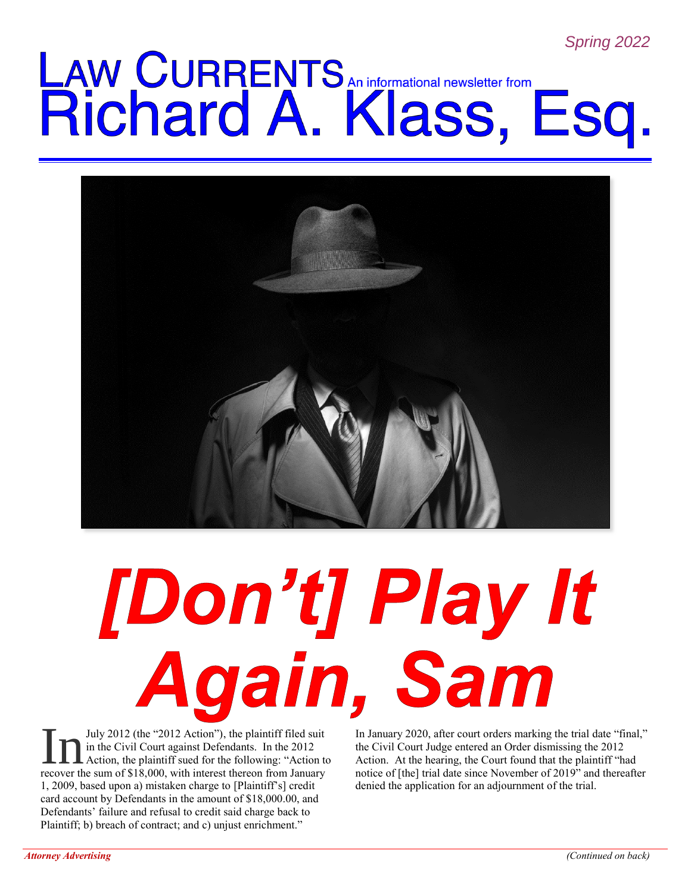*Spring 2022*

# LAW CURRENTS An informational newsletter from Richard A. Klass, Esq.

# *[Don't] Play It Again, Sam*

In July 2012 (the "2012 Action"), the plaintiff filed suit in the Civil Court against Defendants. In the 2012 Action, the plaintiff sued for the following: "Action to recover the sum of $18,000, with interest thereon from January 1, 2009, based upon a) mistaken charge to [Plaintiff's] credit card account by Defendants in the amount of $18,000.00, and Defendants' failure and refusal to credit said charge back to Plaintiff; b) breach of contract; and c) unjust enrichment."

In January 2020, after court orders marking the trial date "final," the Civil Court Judge entered an Order dismissing the 2012 Action. At the hearing, the Court found that the plaintiff "had notice of [the] trial date since November of 2019" and thereafter denied the application for an adjournment of the trial.

*Attorney Advertising*

*(Continued on back)*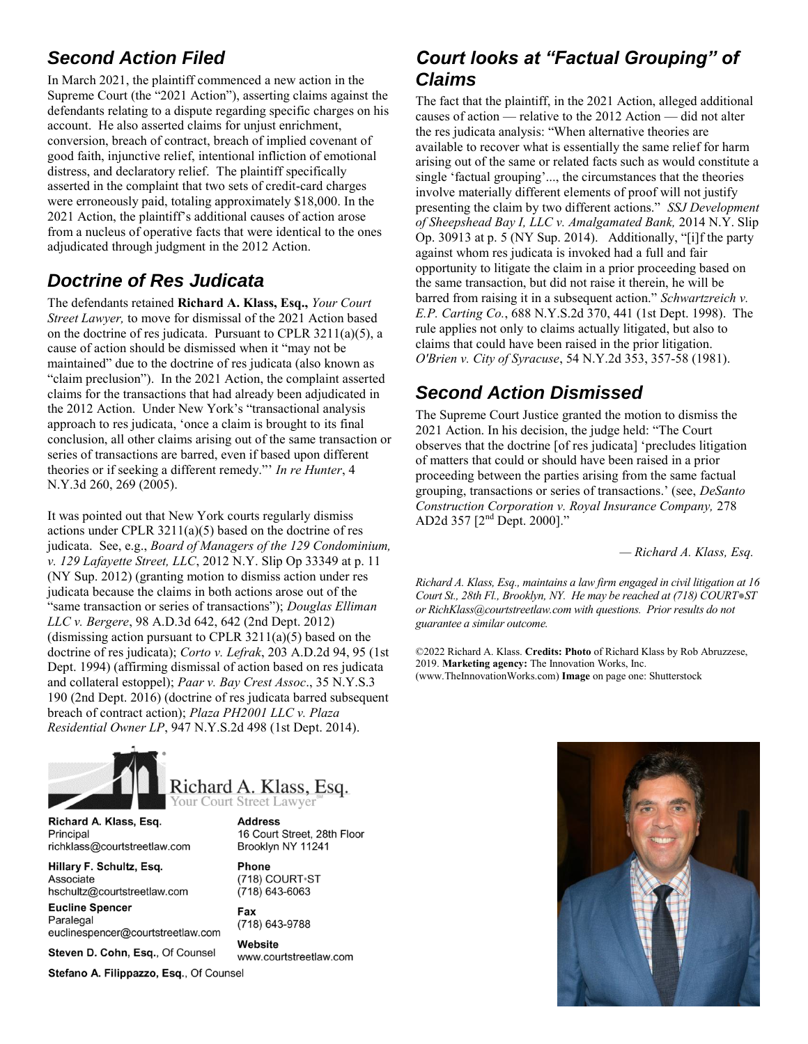## *Second Action Filed*

In March 2021, the plaintiff commenced a new action in the Supreme Court (the "2021 Action"), asserting claims against the defendants relating to a dispute regarding specific charges on his account. He also asserted claims for unjust enrichment, conversion, breach of contract, breach of implied covenant of good faith, injunctive relief, intentional infliction of emotional distress, and declaratory relief. The plaintiff specifically asserted in the complaint that two sets of credit-card charges were erroneously paid, totaling approximately $18,000. In the 2021 Action, the plaintiff's additional causes of action arose from a nucleus of operative facts that were identical to the ones adjudicated through judgment in the 2012 Action.

## *Doctrine of Res Judicata*

The defendants retained **Richard A. Klass, Esq.,** *Your Court Street Lawyer,* to move for dismissal of the 2021 Action based on the doctrine of res judicata. Pursuant to CPLR 3211(a)(5), a cause of action should be dismissed when it "may not be maintained" due to the doctrine of res judicata (also known as "claim preclusion"). In the 2021 Action, the complaint asserted claims for the transactions that had already been adjudicated in the 2012 Action. Under New York's "transactional analysis approach to res judicata, 'once a claim is brought to its final conclusion, all other claims arising out of the same transaction or series of transactions are barred, even if based upon different theories or if seeking a different remedy."' *In re Hunter*, 4 N.Y.3d 260, 269 (2005).

It was pointed out that New York courts regularly dismiss actions under CPLR 3211(a)(5) based on the doctrine of res judicata. See, e.g., *Board of Managers of the 129 Condominium, v. 129 Lafayette Street, LLC*, 2012 N.Y. Slip Op 33349 at p. 11 (NY Sup. 2012) (granting motion to dismiss action under res judicata because the claims in both actions arose out of the "same transaction or series of transactions"); *Douglas Elliman LLC v. Bergere*, 98 A.D.3d 642, 642 (2nd Dept. 2012) (dismissing action pursuant to CPLR 3211(a)(5) based on the doctrine of res judicata); *Corto v. Lefrak*, 203 A.D.2d 94, 95 (1st Dept. 1994) (affirming dismissal of action based on res judicata and collateral estoppel); *Paar v. Bay Crest Assoc*., 35 N.Y.S.3 190 (2nd Dept. 2016) (doctrine of res judicata barred subsequent breach of contract action); *Plaza PH2001 LLC v. Plaza Residential Owner LP*, 947 N.Y.S.2d 498 (1st Dept. 2014).

## *Court looks at "Factual Grouping" of Claims*

The fact that the plaintiff, in the 2021 Action, alleged additional causes of action — relative to the 2012 Action — did not alter the res judicata analysis: "When alternative theories are available to recover what is essentially the same relief for harm arising out of the same or related facts such as would constitute a single 'factual grouping'..., the circumstances that the theories involve materially different elements of proof will not justify presenting the claim by two different actions." *SSJ Development of Sheepshead Bay I, LLC v. Amalgamated Bank,* 2014 N.Y. Slip Op. 30913 at p. 5 (NY Sup. 2014). Additionally, "[i]f the party against whom res judicata is invoked had a full and fair opportunity to litigate the claim in a prior proceeding based on the same transaction, but did not raise it therein, he will be barred from raising it in a subsequent action." *Schwartzreich v. E.P. Carting Co.*, 688 N.Y.S.2d 370, 441 (1st Dept. 1998). The rule applies not only to claims actually litigated, but also to claims that could have been raised in the prior litigation. *O'Brien v. City of Syracuse*, 54 N.Y.2d 353, 357-58 (1981).

## *Second Action Dismissed*

The Supreme Court Justice granted the motion to dismiss the 2021 Action. In his decision, the judge held: "The Court observes that the doctrine [of res judicata] 'precludes litigation of matters that could or should have been raised in a prior proceeding between the parties arising from the same factual grouping, transactions or series of transactions.' (see, *DeSanto Construction Corporation v. Royal Insurance Company,* 278 AD2d 357 [2nd Dept. 2000]."

*— Richard A. Klass, Esq.*

*Richard A. Klass, Esq., maintains a law firm engaged in civil litigation at 16 Court St., 28th Fl., Brooklyn, NY. He may be reached at (718) COURT•ST or RichKlass@courtstreetlaw.com with questions. Prior results do not guarantee a similar outcome.*

©2022 Richard A. Klass. **Credits: Photo** of Richard Klass by Rob Abruzzese, 2019. **Marketing agency:** The Innovation Works, Inc. (www.TheInnovationWorks.com) **Image** on page one: Shutterstock

Richard A. Klass, Esq.
Your Court Street Lawyer℠

**Richard A. Klass, Esq.**
Principal
richklass@courtstreetlaw.com

**Hillary F. Schultz, Esq.**
Associate
hschultz@courtstreetlaw.com

**Eucline Spencer**
Paralegal
euclinespencer@courtstreetlaw.com

**Steven D. Cohn, Esq.**, Of Counsel

**Stefano A. Filippazzo, Esq.**, Of Counsel

**Address**
16 Court Street, 28th Floor
Brooklyn NY 11241

**Phone**
(718) COURT•ST
(718) 643-6063

**Fax**
(718) 643-9788

**Website**
www.courtstreetlaw.com